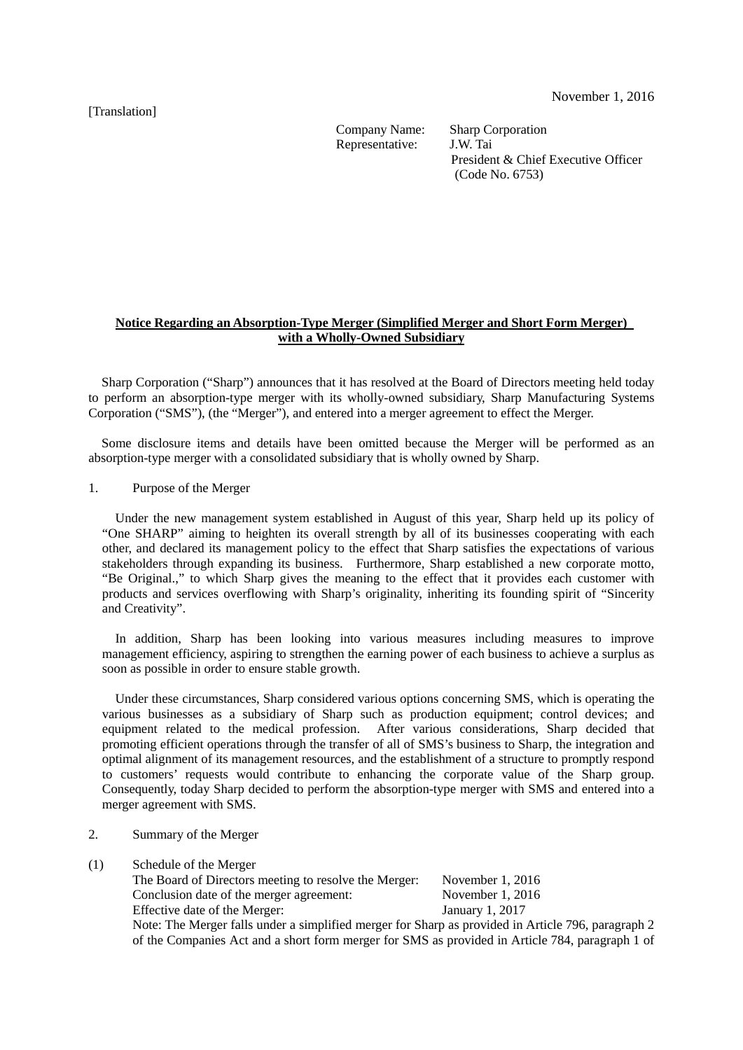[Translation]

November 1, 2016

Company Name: Sharp Corporation
Representative: J.W. Tai
President & Chief Executive Officer
(Code No. 6753)

**Notice Regarding an Absorption-Type Merger (Simplified Merger and Short Form Merger) with a Wholly-Owned Subsidiary**

Sharp Corporation ("Sharp") announces that it has resolved at the Board of Directors meeting held today to perform an absorption-type merger with its wholly-owned subsidiary, Sharp Manufacturing Systems Corporation ("SMS"), (the "Merger"), and entered into a merger agreement to effect the Merger.

Some disclosure items and details have been omitted because the Merger will be performed as an absorption-type merger with a consolidated subsidiary that is wholly owned by Sharp.

1. Purpose of the Merger

Under the new management system established in August of this year, Sharp held up its policy of "One SHARP" aiming to heighten its overall strength by all of its businesses cooperating with each other, and declared its management policy to the effect that Sharp satisfies the expectations of various stakeholders through expanding its business. Furthermore, Sharp established a new corporate motto, "Be Original.," to which Sharp gives the meaning to the effect that it provides each customer with products and services overflowing with Sharp's originality, inheriting its founding spirit of "Sincerity and Creativity".

In addition, Sharp has been looking into various measures including measures to improve management efficiency, aspiring to strengthen the earning power of each business to achieve a surplus as soon as possible in order to ensure stable growth.

Under these circumstances, Sharp considered various options concerning SMS, which is operating the various businesses as a subsidiary of Sharp such as production equipment; control devices; and equipment related to the medical profession. After various considerations, Sharp decided that promoting efficient operations through the transfer of all of SMS's business to Sharp, the integration and optimal alignment of its management resources, and the establishment of a structure to promptly respond to customers' requests would contribute to enhancing the corporate value of the Sharp group. Consequently, today Sharp decided to perform the absorption-type merger with SMS and entered into a merger agreement with SMS.

2. Summary of the Merger

(1) Schedule of the Merger

| | |
|---|---|
| The Board of Directors meeting to resolve the Merger: | November 1, 2016 |
| Conclusion date of the merger agreement: | November 1, 2016 |
| Effective date of the Merger: | January 1, 2017 |

Note: The Merger falls under a simplified merger for Sharp as provided in Article 796, paragraph 2 of the Companies Act and a short form merger for SMS as provided in Article 784, paragraph 1 of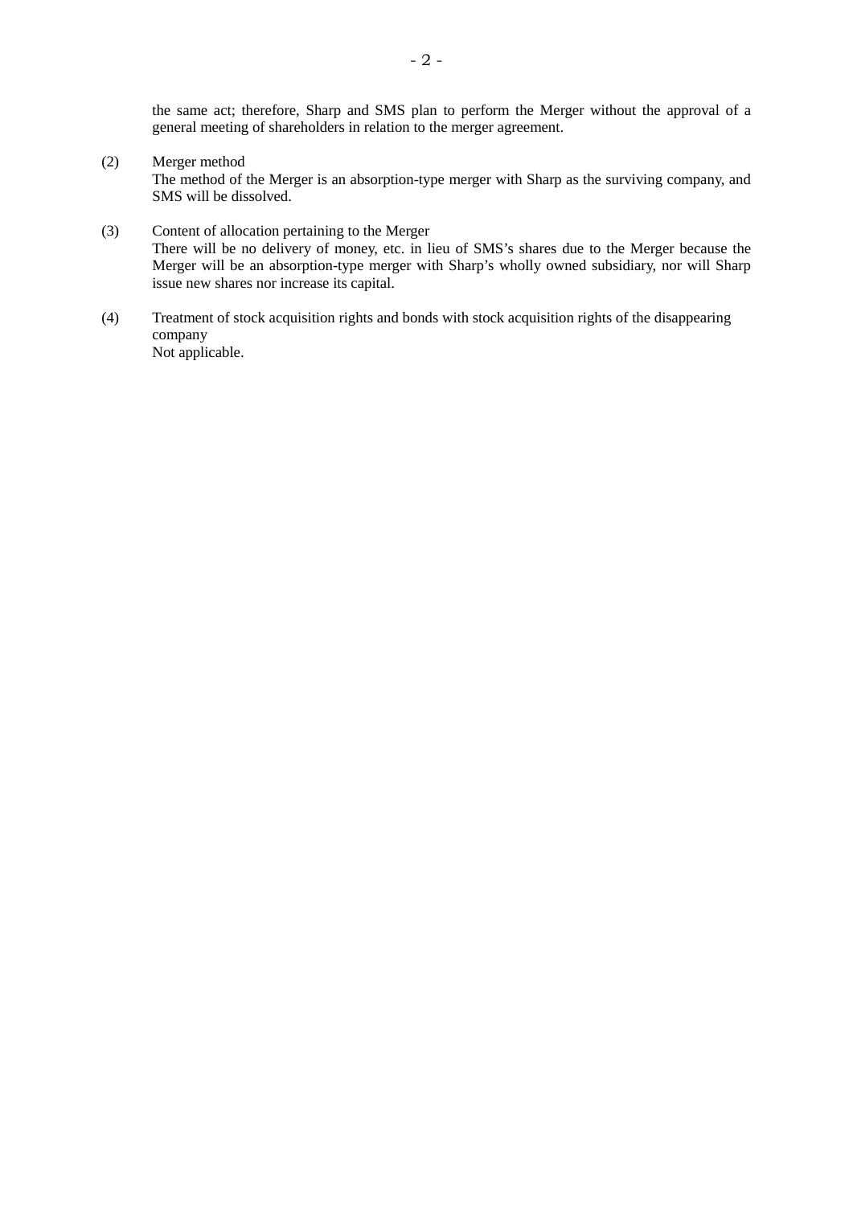the same act; therefore, Sharp and SMS plan to perform the Merger without the approval of a general meeting of shareholders in relation to the merger agreement.

(2) Merger method

The method of the Merger is an absorption-type merger with Sharp as the surviving company, and SMS will be dissolved.

(3) Content of allocation pertaining to the Merger

There will be no delivery of money, etc. in lieu of SMS's shares due to the Merger because the Merger will be an absorption-type merger with Sharp's wholly owned subsidiary, nor will Sharp issue new shares nor increase its capital.

(4) Treatment of stock acquisition rights and bonds with stock acquisition rights of the disappearing company

Not applicable.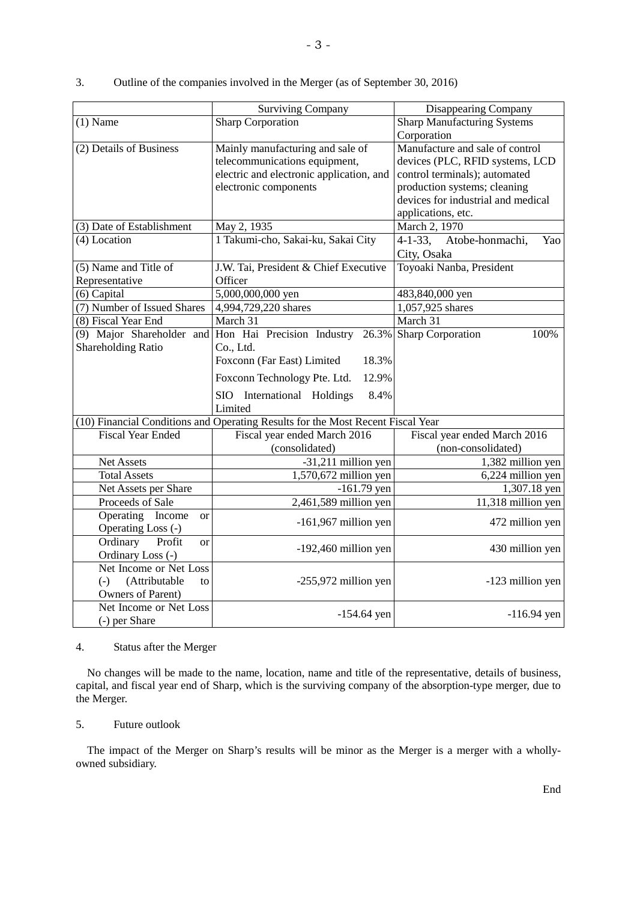3. Outline of the companies involved in the Merger (as of September 30, 2016)

| | Surviving Company | Disappearing Company |
|---|---|---|
| (1) Name | Sharp Corporation | Sharp Manufacturing Systems Corporation |
| (2) Details of Business | Mainly manufacturing and sale of telecommunications equipment, electric and electronic application, and electronic components | Manufacture and sale of control devices (PLC, RFID systems, LCD control terminals); automated production systems; cleaning devices for industrial and medical applications, etc. |
| (3) Date of Establishment | May 2, 1935 | March 2, 1970 |
| (4) Location | 1 Takumi-cho, Sakai-ku, Sakai City | 4-1-33, Atobe-honmachi, Yao City, Osaka |
| (5) Name and Title of Representative | J.W. Tai, President & Chief Executive Officer | Toyoaki Nanba, President |
| (6) Capital | 5,000,000,000 yen | 483,840,000 yen |
| (7) Number of Issued Shares | 4,994,729,220 shares | 1,057,925 shares |
| (8) Fiscal Year End | March 31 | March 31 |
| (9) Major Shareholder and Shareholding Ratio | Hon Hai Precision Industry Co., Ltd. 26.3%<br>Foxconn (Far East) Limited 18.3%<br>Foxconn Technology Pte. Ltd. 12.9%<br>SIO International Holdings Limited 8.4% | Sharp Corporation 100% |
| (10) Financial Conditions and Operating Results for the Most Recent Fiscal Year | | |
| Fiscal Year Ended | Fiscal year ended March 2016 (consolidated) | Fiscal year ended March 2016 (non-consolidated) |
| Net Assets | -31,211 million yen | 1,382 million yen |
| Total Assets | 1,570,672 million yen | 6,224 million yen |
| Net Assets per Share | -161.79 yen | 1,307.18 yen |
| Proceeds of Sale | 2,461,589 million yen | 11,318 million yen |
| Operating Income or Operating Loss (-) | -161,967 million yen | 472 million yen |
| Ordinary Profit or Ordinary Loss (-) | -192,460 million yen | 430 million yen |
| Net Income or Net Loss (-) (Attributable to Owners of Parent) | -255,972 million yen | -123 million yen |
| Net Income or Net Loss (-) per Share | -154.64 yen | -116.94 yen |

4. Status after the Merger

No changes will be made to the name, location, name and title of the representative, details of business, capital, and fiscal year end of Sharp, which is the surviving company of the absorption-type merger, due to the Merger.

5. Future outlook

The impact of the Merger on Sharp's results will be minor as the Merger is a merger with a wholly-owned subsidiary.

End